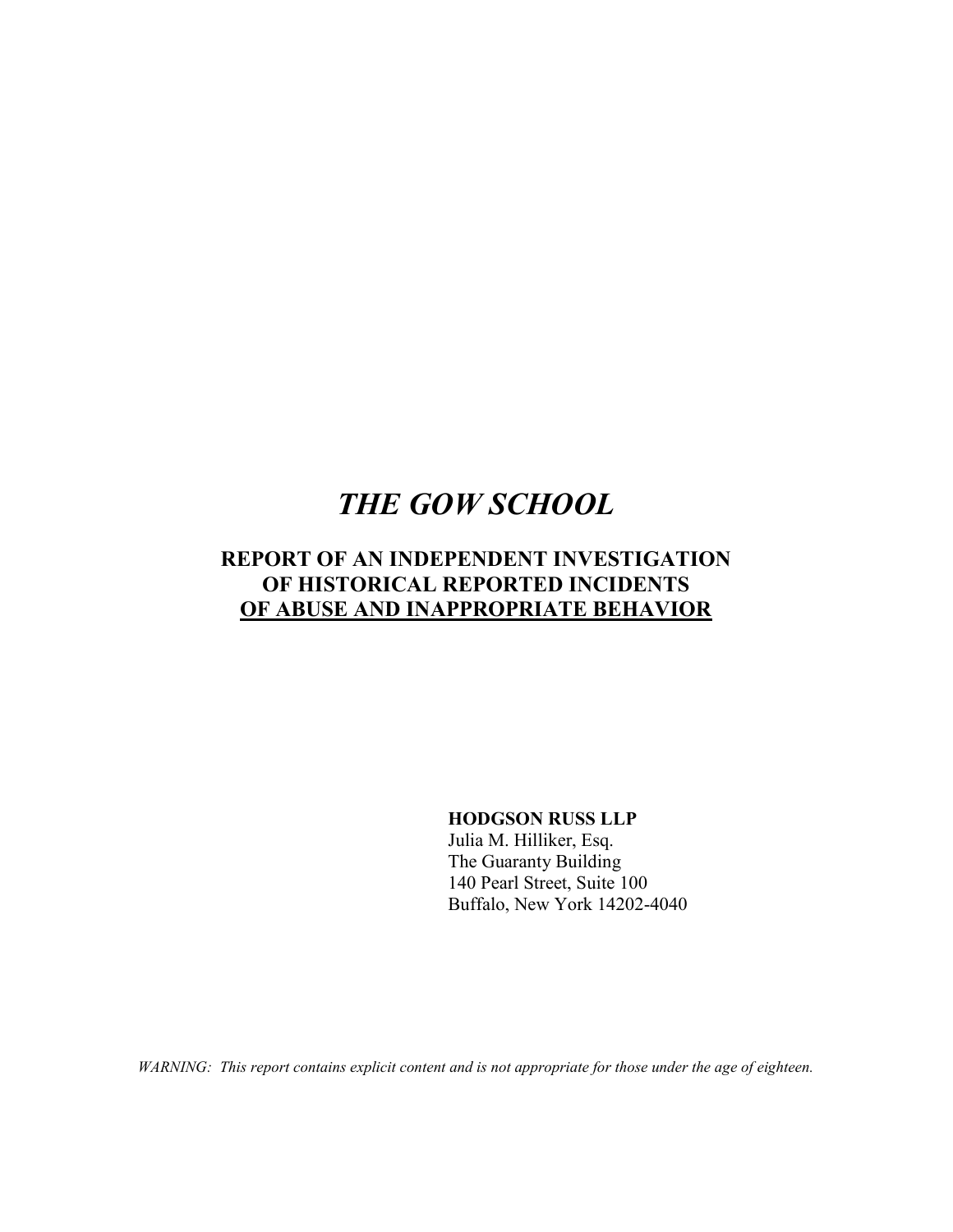# *THE GOW SCHOOL*

## REPORT OF AN INDEPENDENT INVESTIGATION OF HISTORICAL REPORTED INCIDENTS OF ABUSE AND INAPPROPRIATE BEHAVIOR

**HODGSON RUSS LLP**
Julia M. Hilliker, Esq.
The Guaranty Building
140 Pearl Street, Suite 100
Buffalo, New York 14202-4040

*WARNING: This report contains explicit content and is not appropriate for those under the age of eighteen.*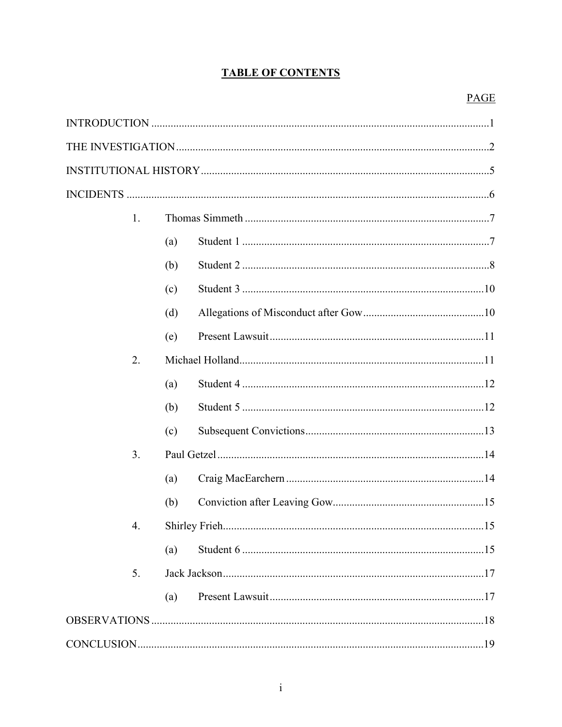# TABLE OF CONTENTS

| | PAGE |
|---|---|
| INTRODUCTION | 1 |
| THE INVESTIGATION | 2 |
| INSTITUTIONAL HISTORY | 5 |
| INCIDENTS | 6 |
| 1. Thomas Simmeth | 7 |
| (a) Student 1 | 7 |
| (b) Student 2 | 8 |
| (c) Student 3 | 10 |
| (d) Allegations of Misconduct after Gow | 10 |
| (e) Present Lawsuit | 11 |
| 2. Michael Holland | 11 |
| (a) Student 4 | 12 |
| (b) Student 5 | 12 |
| (c) Subsequent Convictions | 13 |
| 3. Paul Getzel | 14 |
| (a) Craig MacEarchern | 14 |
| (b) Conviction after Leaving Gow | 15 |
| 4. Shirley Frieh | 15 |
| (a) Student 6 | 15 |
| 5. Jack Jackson | 17 |
| (a) Present Lawsuit | 17 |
| OBSERVATIONS | 18 |
| CONCLUSION | 19 |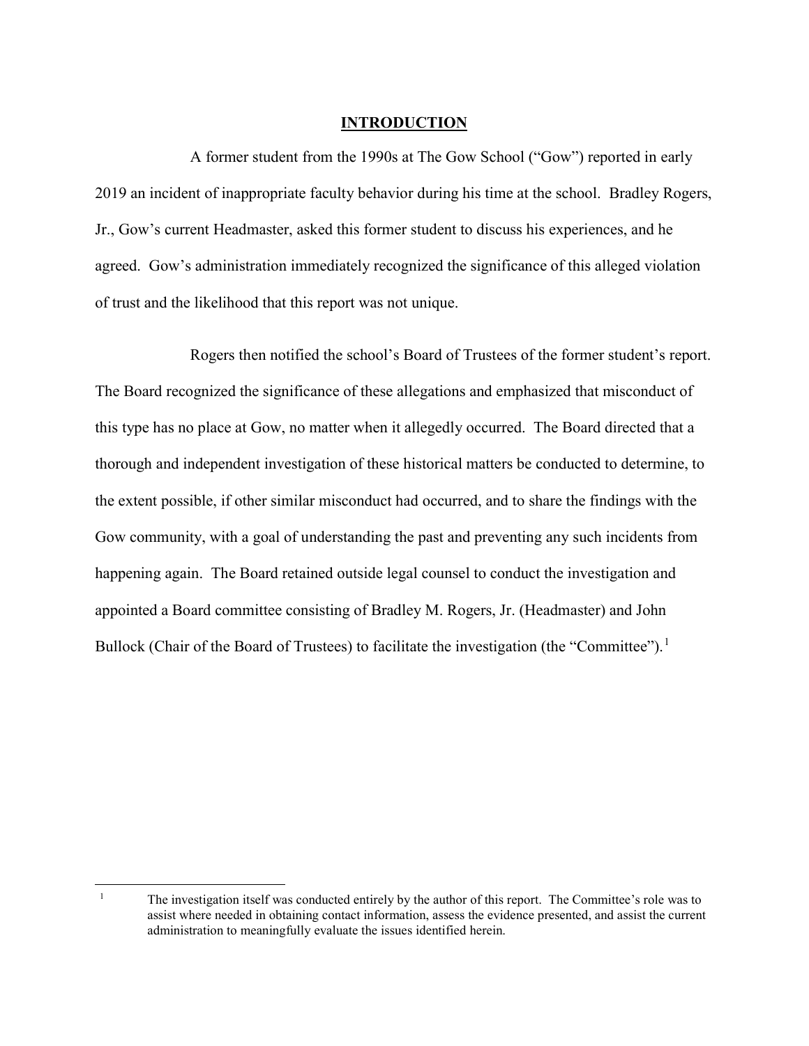## INTRODUCTION

A former student from the 1990s at The Gow School ("Gow") reported in early 2019 an incident of inappropriate faculty behavior during his time at the school. Bradley Rogers, Jr., Gow's current Headmaster, asked this former student to discuss his experiences, and he agreed. Gow's administration immediately recognized the significance of this alleged violation of trust and the likelihood that this report was not unique.

Rogers then notified the school's Board of Trustees of the former student's report. The Board recognized the significance of these allegations and emphasized that misconduct of this type has no place at Gow, no matter when it allegedly occurred. The Board directed that a thorough and independent investigation of these historical matters be conducted to determine, to the extent possible, if other similar misconduct had occurred, and to share the findings with the Gow community, with a goal of understanding the past and preventing any such incidents from happening again. The Board retained outside legal counsel to conduct the investigation and appointed a Board committee consisting of Bradley M. Rogers, Jr. (Headmaster) and John Bullock (Chair of the Board of Trustees) to facilitate the investigation (the "Committee").[1]

---

[1] The investigation itself was conducted entirely by the author of this report. The Committee's role was to assist where needed in obtaining contact information, assess the evidence presented, and assist the current administration to meaningfully evaluate the issues identified herein.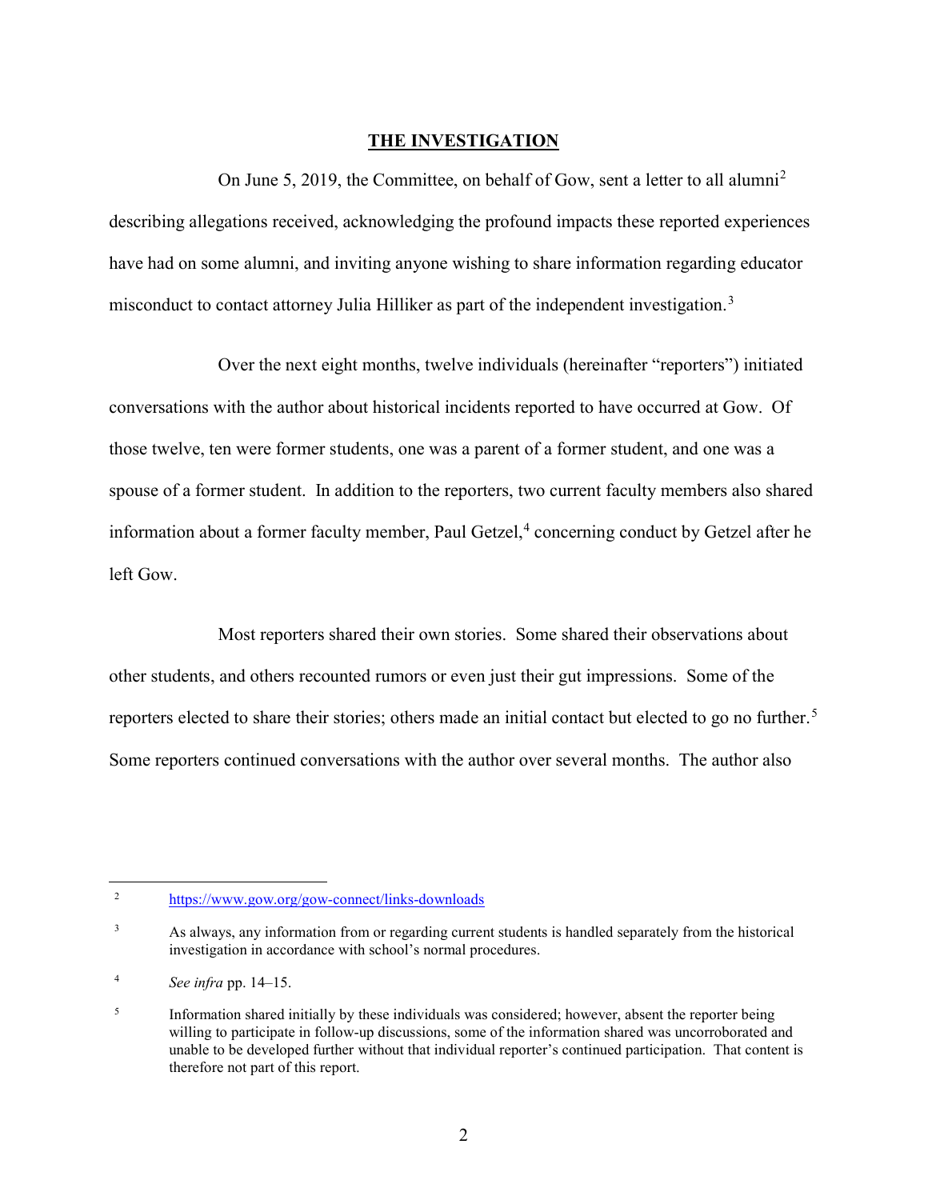## THE INVESTIGATION

On June 5, 2019, the Committee, on behalf of Gow, sent a letter to all alumni[2] describing allegations received, acknowledging the profound impacts these reported experiences have had on some alumni, and inviting anyone wishing to share information regarding educator misconduct to contact attorney Julia Hilliker as part of the independent investigation.[3]

Over the next eight months, twelve individuals (hereinafter "reporters") initiated conversations with the author about historical incidents reported to have occurred at Gow. Of those twelve, ten were former students, one was a parent of a former student, and one was a spouse of a former student. In addition to the reporters, two current faculty members also shared information about a former faculty member, Paul Getzel,[4] concerning conduct by Getzel after he left Gow.

Most reporters shared their own stories. Some shared their observations about other students, and others recounted rumors or even just their gut impressions. Some of the reporters elected to share their stories; others made an initial contact but elected to go no further.[5] Some reporters continued conversations with the author over several months. The author also

---

[2] https://www.gow.org/gow-connect/links-downloads

[3] As always, any information from or regarding current students is handled separately from the historical investigation in accordance with school's normal procedures.

[4] *See infra* pp. 14–15.

[5] Information shared initially by these individuals was considered; however, absent the reporter being willing to participate in follow-up discussions, some of the information shared was uncorroborated and unable to be developed further without that individual reporter's continued participation. That content is therefore not part of this report.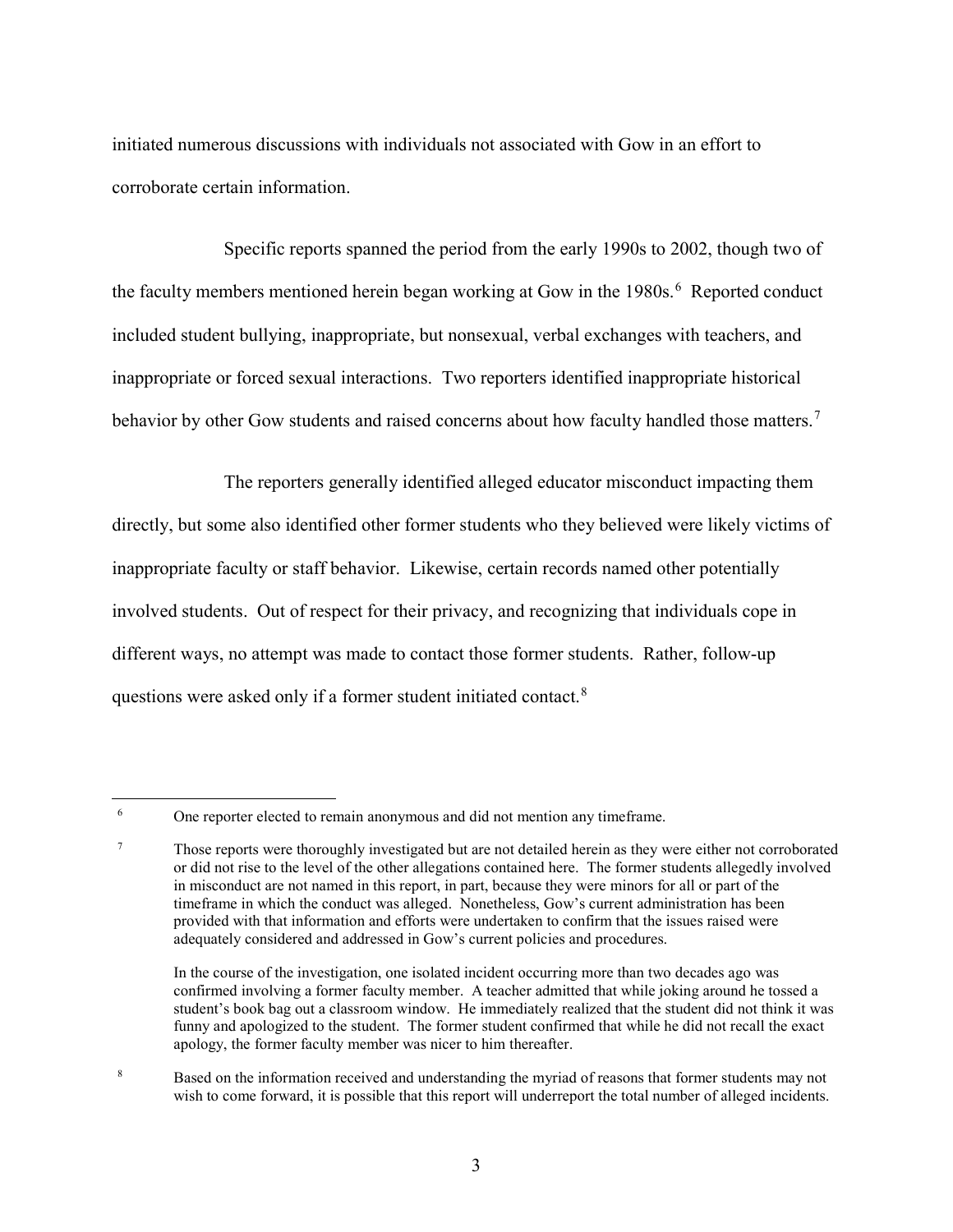initiated numerous discussions with individuals not associated with Gow in an effort to corroborate certain information.

Specific reports spanned the period from the early 1990s to 2002, though two of the faculty members mentioned herein began working at Gow in the 1980s.[6] Reported conduct included student bullying, inappropriate, but nonsexual, verbal exchanges with teachers, and inappropriate or forced sexual interactions. Two reporters identified inappropriate historical behavior by other Gow students and raised concerns about how faculty handled those matters.[7]

The reporters generally identified alleged educator misconduct impacting them directly, but some also identified other former students who they believed were likely victims of inappropriate faculty or staff behavior. Likewise, certain records named other potentially involved students. Out of respect for their privacy, and recognizing that individuals cope in different ways, no attempt was made to contact those former students. Rather, follow-up questions were asked only if a former student initiated contact.[8]

---

[6] One reporter elected to remain anonymous and did not mention any timeframe.

[7] Those reports were thoroughly investigated but are not detailed herein as they were either not corroborated or did not rise to the level of the other allegations contained here. The former students allegedly involved in misconduct are not named in this report, in part, because they were minors for all or part of the timeframe in which the conduct was alleged. Nonetheless, Gow's current administration has been provided with that information and efforts were undertaken to confirm that the issues raised were adequately considered and addressed in Gow's current policies and procedures.

In the course of the investigation, one isolated incident occurring more than two decades ago was confirmed involving a former faculty member. A teacher admitted that while joking around he tossed a student's book bag out a classroom window. He immediately realized that the student did not think it was funny and apologized to the student. The former student confirmed that while he did not recall the exact apology, the former faculty member was nicer to him thereafter.

[8] Based on the information received and understanding the myriad of reasons that former students may not wish to come forward, it is possible that this report will underreport the total number of alleged incidents.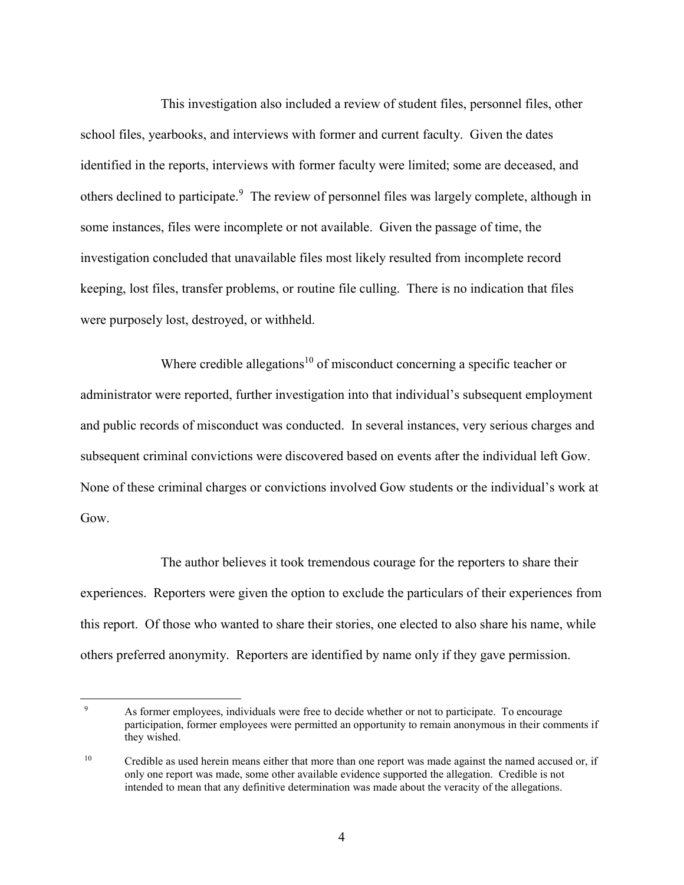This investigation also included a review of student files, personnel files, other school files, yearbooks, and interviews with former and current faculty. Given the dates identified in the reports, interviews with former faculty were limited; some are deceased, and others declined to participate.[9] The review of personnel files was largely complete, although in some instances, files were incomplete or not available. Given the passage of time, the investigation concluded that unavailable files most likely resulted from incomplete record keeping, lost files, transfer problems, or routine file culling. There is no indication that files were purposely lost, destroyed, or withheld.

Where credible allegations[10] of misconduct concerning a specific teacher or administrator were reported, further investigation into that individual's subsequent employment and public records of misconduct was conducted. In several instances, very serious charges and subsequent criminal convictions were discovered based on events after the individual left Gow. None of these criminal charges or convictions involved Gow students or the individual's work at Gow.

The author believes it took tremendous courage for the reporters to share their experiences. Reporters were given the option to exclude the particulars of their experiences from this report. Of those who wanted to share their stories, one elected to also share his name, while others preferred anonymity. Reporters are identified by name only if they gave permission.

---

[9] As former employees, individuals were free to decide whether or not to participate. To encourage participation, former employees were permitted an opportunity to remain anonymous in their comments if they wished.

[10] Credible as used herein means either that more than one report was made against the named accused or, if only one report was made, some other available evidence supported the allegation. Credible is not intended to mean that any definitive determination was made about the veracity of the allegations.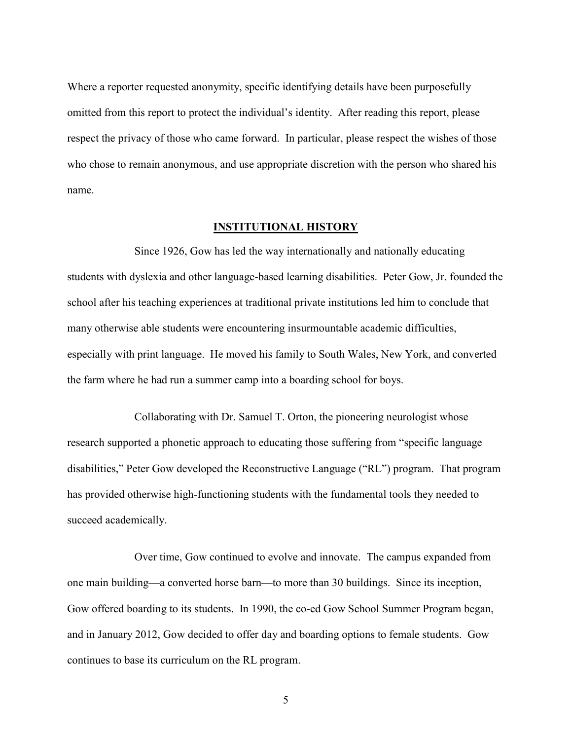Where a reporter requested anonymity, specific identifying details have been purposefully omitted from this report to protect the individual's identity. After reading this report, please respect the privacy of those who came forward. In particular, please respect the wishes of those who chose to remain anonymous, and use appropriate discretion with the person who shared his name.

## INSTITUTIONAL HISTORY

Since 1926, Gow has led the way internationally and nationally educating students with dyslexia and other language-based learning disabilities. Peter Gow, Jr. founded the school after his teaching experiences at traditional private institutions led him to conclude that many otherwise able students were encountering insurmountable academic difficulties, especially with print language. He moved his family to South Wales, New York, and converted the farm where he had run a summer camp into a boarding school for boys.

Collaborating with Dr. Samuel T. Orton, the pioneering neurologist whose research supported a phonetic approach to educating those suffering from "specific language disabilities," Peter Gow developed the Reconstructive Language ("RL") program. That program has provided otherwise high-functioning students with the fundamental tools they needed to succeed academically.

Over time, Gow continued to evolve and innovate. The campus expanded from one main building—a converted horse barn—to more than 30 buildings. Since its inception, Gow offered boarding to its students. In 1990, the co-ed Gow School Summer Program began, and in January 2012, Gow decided to offer day and boarding options to female students. Gow continues to base its curriculum on the RL program.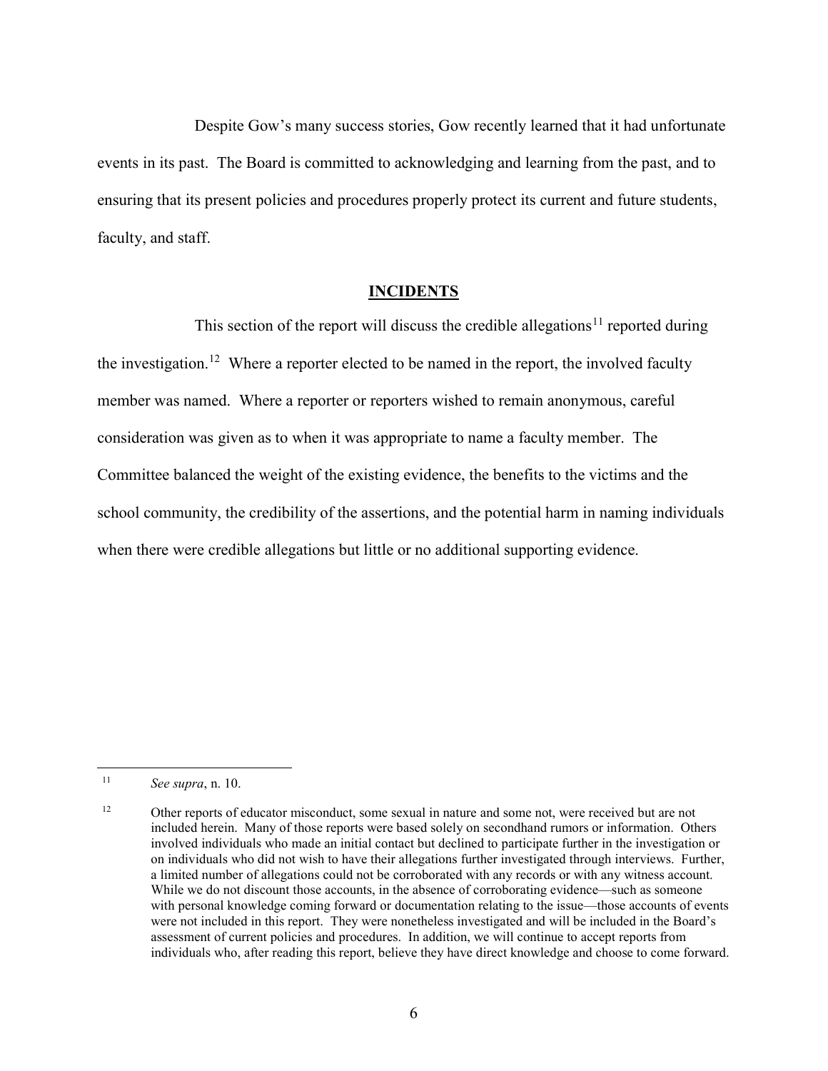Despite Gow's many success stories, Gow recently learned that it had unfortunate events in its past. The Board is committed to acknowledging and learning from the past, and to ensuring that its present policies and procedures properly protect its current and future students, faculty, and staff.

## INCIDENTS

This section of the report will discuss the credible allegations[11] reported during the investigation.[12] Where a reporter elected to be named in the report, the involved faculty member was named. Where a reporter or reporters wished to remain anonymous, careful consideration was given as to when it was appropriate to name a faculty member. The Committee balanced the weight of the existing evidence, the benefits to the victims and the school community, the credibility of the assertions, and the potential harm in naming individuals when there were credible allegations but little or no additional supporting evidence.

---

[11] *See supra*, n. 10.

[12] Other reports of educator misconduct, some sexual in nature and some not, were received but are not included herein. Many of those reports were based solely on secondhand rumors or information. Others involved individuals who made an initial contact but declined to participate further in the investigation or on individuals who did not wish to have their allegations further investigated through interviews. Further, a limited number of allegations could not be corroborated with any records or with any witness account. While we do not discount those accounts, in the absence of corroborating evidence—such as someone with personal knowledge coming forward or documentation relating to the issue—those accounts of events were not included in this report. They were nonetheless investigated and will be included in the Board's assessment of current policies and procedures. In addition, we will continue to accept reports from individuals who, after reading this report, believe they have direct knowledge and choose to come forward.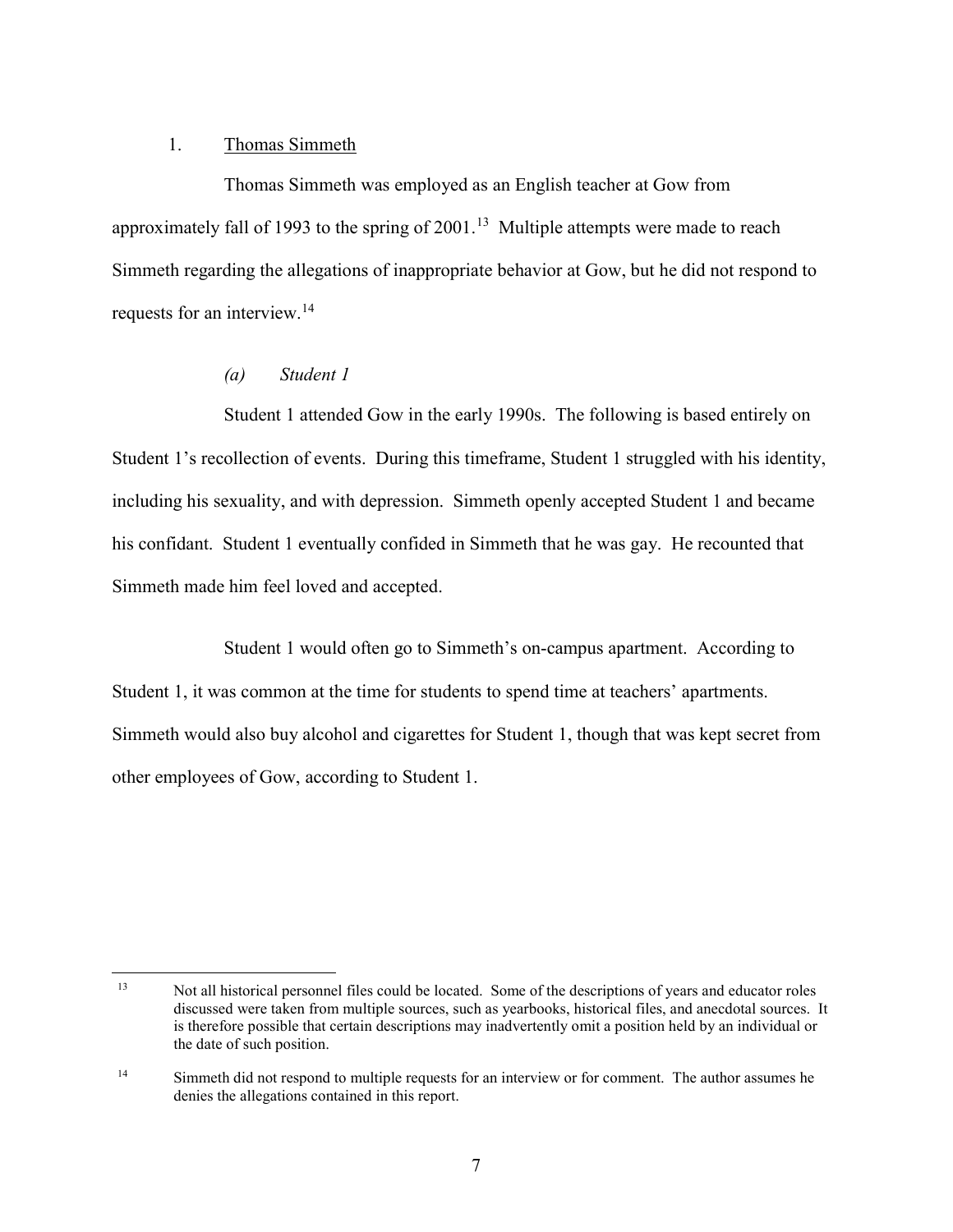1. Thomas Simmeth

Thomas Simmeth was employed as an English teacher at Gow from approximately fall of 1993 to the spring of 2001.[13] Multiple attempts were made to reach Simmeth regarding the allegations of inappropriate behavior at Gow, but he did not respond to requests for an interview.[14]

*(a) Student 1*

Student 1 attended Gow in the early 1990s. The following is based entirely on Student 1's recollection of events. During this timeframe, Student 1 struggled with his identity, including his sexuality, and with depression. Simmeth openly accepted Student 1 and became his confidant. Student 1 eventually confided in Simmeth that he was gay. He recounted that Simmeth made him feel loved and accepted.

Student 1 would often go to Simmeth's on-campus apartment. According to Student 1, it was common at the time for students to spend time at teachers' apartments. Simmeth would also buy alcohol and cigarettes for Student 1, though that was kept secret from other employees of Gow, according to Student 1.

---

[13] Not all historical personnel files could be located. Some of the descriptions of years and educator roles discussed were taken from multiple sources, such as yearbooks, historical files, and anecdotal sources. It is therefore possible that certain descriptions may inadvertently omit a position held by an individual or the date of such position.

[14] Simmeth did not respond to multiple requests for an interview or for comment. The author assumes he denies the allegations contained in this report.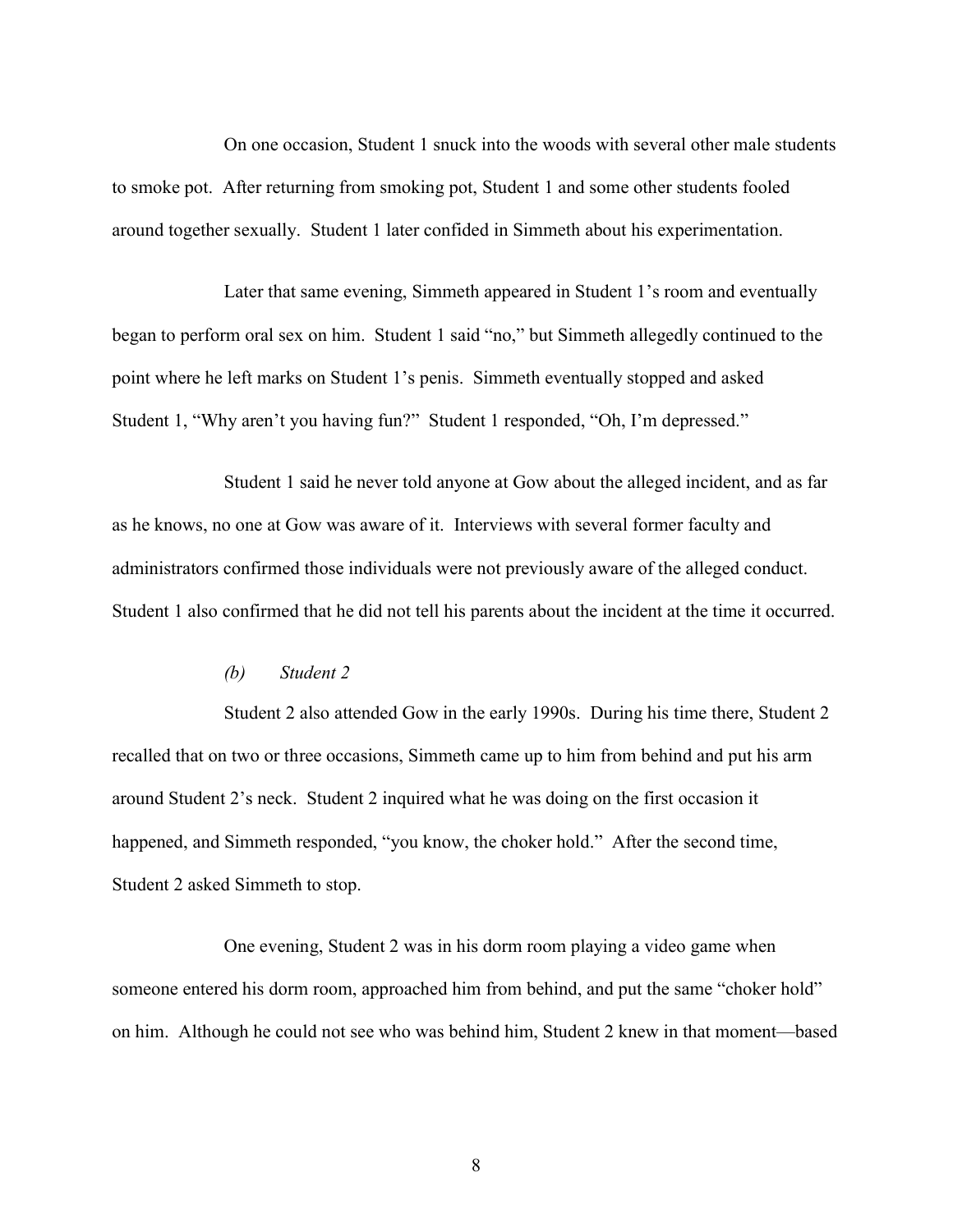On one occasion, Student 1 snuck into the woods with several other male students to smoke pot. After returning from smoking pot, Student 1 and some other students fooled around together sexually. Student 1 later confided in Simmeth about his experimentation.

Later that same evening, Simmeth appeared in Student 1's room and eventually began to perform oral sex on him. Student 1 said "no," but Simmeth allegedly continued to the point where he left marks on Student 1's penis. Simmeth eventually stopped and asked Student 1, "Why aren't you having fun?" Student 1 responded, "Oh, I'm depressed."

Student 1 said he never told anyone at Gow about the alleged incident, and as far as he knows, no one at Gow was aware of it. Interviews with several former faculty and administrators confirmed those individuals were not previously aware of the alleged conduct. Student 1 also confirmed that he did not tell his parents about the incident at the time it occurred.

*(b) Student 2*

Student 2 also attended Gow in the early 1990s. During his time there, Student 2 recalled that on two or three occasions, Simmeth came up to him from behind and put his arm around Student 2's neck. Student 2 inquired what he was doing on the first occasion it happened, and Simmeth responded, "you know, the choker hold." After the second time, Student 2 asked Simmeth to stop.

One evening, Student 2 was in his dorm room playing a video game when someone entered his dorm room, approached him from behind, and put the same "choker hold" on him. Although he could not see who was behind him, Student 2 knew in that moment—based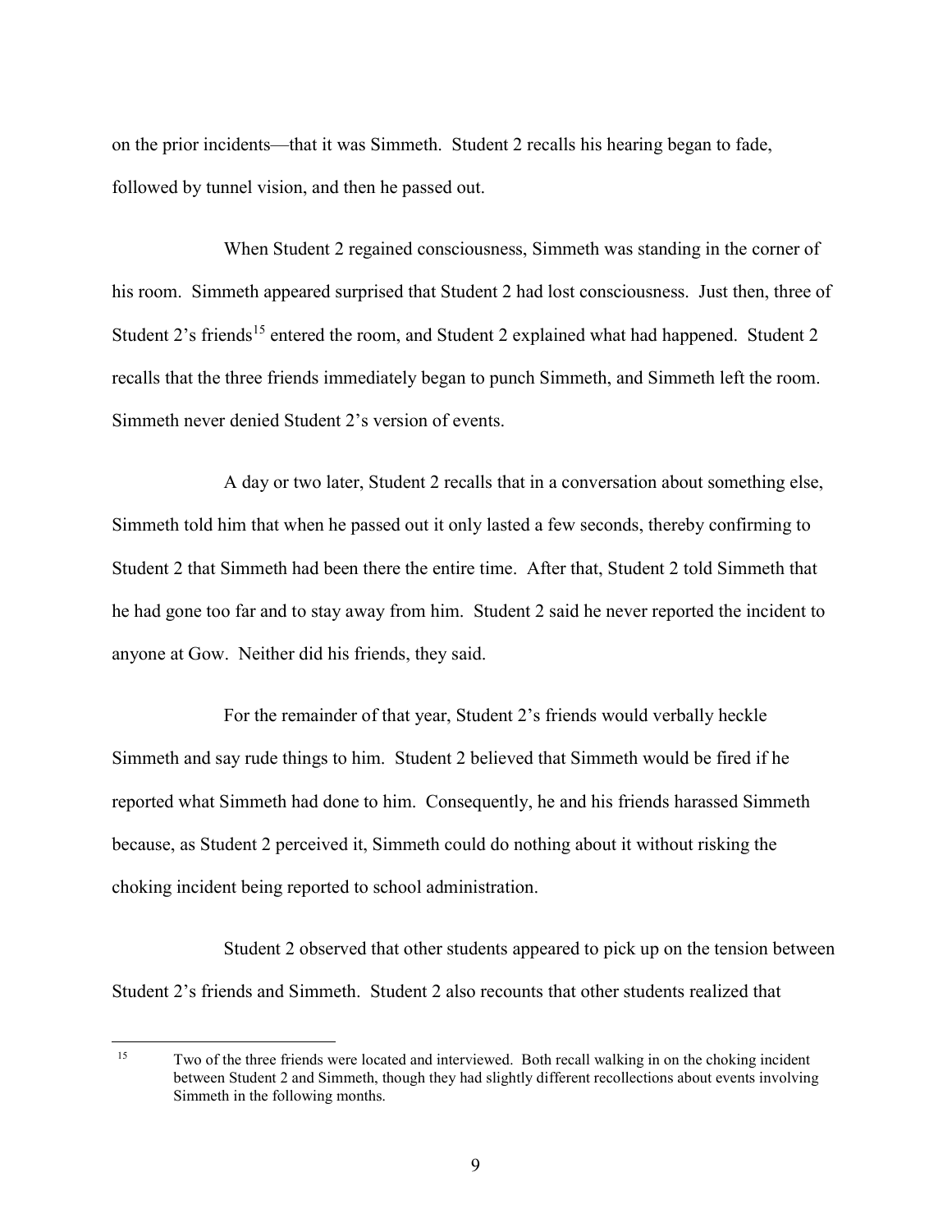on the prior incidents—that it was Simmeth. Student 2 recalls his hearing began to fade, followed by tunnel vision, and then he passed out.

When Student 2 regained consciousness, Simmeth was standing in the corner of his room. Simmeth appeared surprised that Student 2 had lost consciousness. Just then, three of Student 2's friends[15] entered the room, and Student 2 explained what had happened. Student 2 recalls that the three friends immediately began to punch Simmeth, and Simmeth left the room. Simmeth never denied Student 2's version of events.

A day or two later, Student 2 recalls that in a conversation about something else, Simmeth told him that when he passed out it only lasted a few seconds, thereby confirming to Student 2 that Simmeth had been there the entire time. After that, Student 2 told Simmeth that he had gone too far and to stay away from him. Student 2 said he never reported the incident to anyone at Gow. Neither did his friends, they said.

For the remainder of that year, Student 2's friends would verbally heckle Simmeth and say rude things to him. Student 2 believed that Simmeth would be fired if he reported what Simmeth had done to him. Consequently, he and his friends harassed Simmeth because, as Student 2 perceived it, Simmeth could do nothing about it without risking the choking incident being reported to school administration.

Student 2 observed that other students appeared to pick up on the tension between Student 2's friends and Simmeth. Student 2 also recounts that other students realized that

---

[15] Two of the three friends were located and interviewed. Both recall walking in on the choking incident between Student 2 and Simmeth, though they had slightly different recollections about events involving Simmeth in the following months.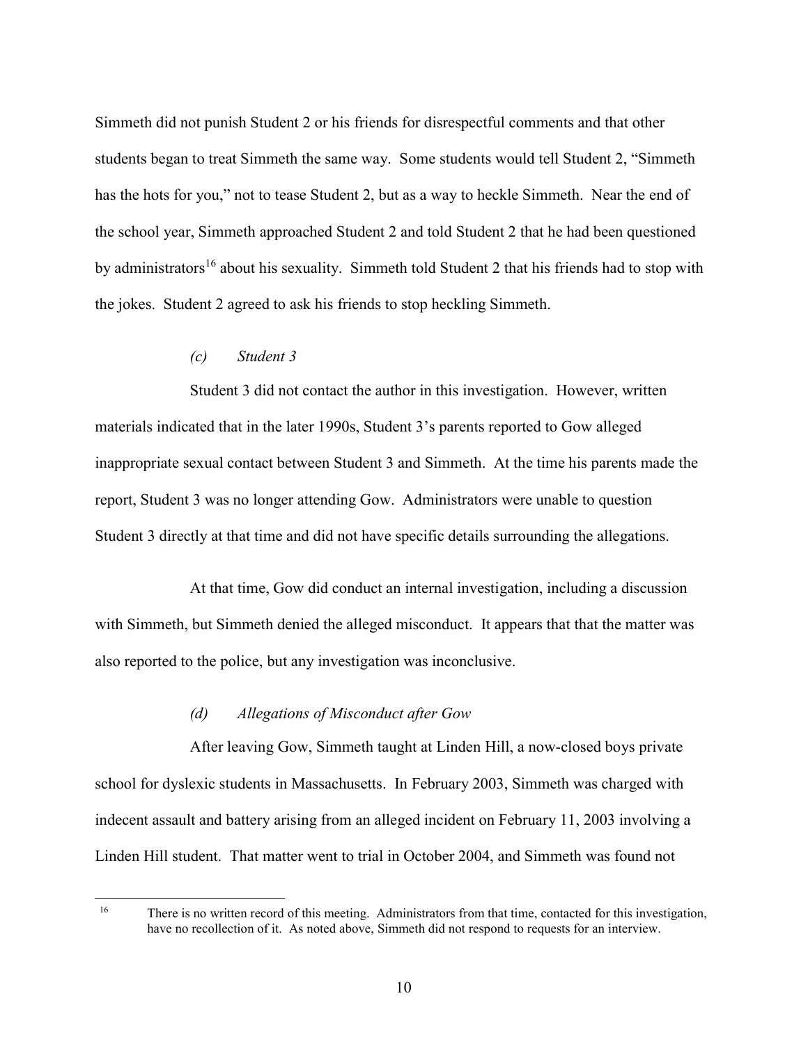Simmeth did not punish Student 2 or his friends for disrespectful comments and that other students began to treat Simmeth the same way. Some students would tell Student 2, "Simmeth has the hots for you," not to tease Student 2, but as a way to heckle Simmeth. Near the end of the school year, Simmeth approached Student 2 and told Student 2 that he had been questioned by administrators[16] about his sexuality. Simmeth told Student 2 that his friends had to stop with the jokes. Student 2 agreed to ask his friends to stop heckling Simmeth.

#### *(c) Student 3*

Student 3 did not contact the author in this investigation. However, written materials indicated that in the later 1990s, Student 3's parents reported to Gow alleged inappropriate sexual contact between Student 3 and Simmeth. At the time his parents made the report, Student 3 was no longer attending Gow. Administrators were unable to question Student 3 directly at that time and did not have specific details surrounding the allegations.

At that time, Gow did conduct an internal investigation, including a discussion with Simmeth, but Simmeth denied the alleged misconduct. It appears that that the matter was also reported to the police, but any investigation was inconclusive.

#### *(d) Allegations of Misconduct after Gow*

After leaving Gow, Simmeth taught at Linden Hill, a now-closed boys private school for dyslexic students in Massachusetts. In February 2003, Simmeth was charged with indecent assault and battery arising from an alleged incident on February 11, 2003 involving a Linden Hill student. That matter went to trial in October 2004, and Simmeth was found not

---

[16] There is no written record of this meeting. Administrators from that time, contacted for this investigation, have no recollection of it. As noted above, Simmeth did not respond to requests for an interview.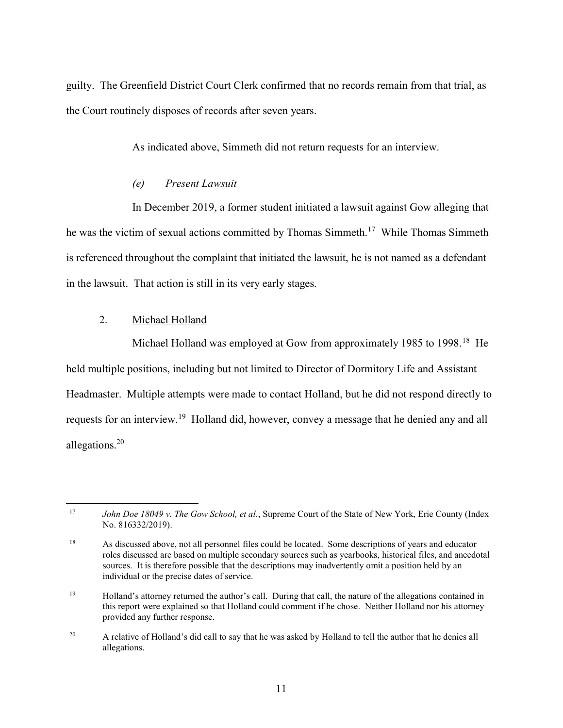guilty. The Greenfield District Court Clerk confirmed that no records remain from that trial, as the Court routinely disposes of records after seven years.

As indicated above, Simmeth did not return requests for an interview.

#### *(e) Present Lawsuit*

In December 2019, a former student initiated a lawsuit against Gow alleging that he was the victim of sexual actions committed by Thomas Simmeth.[17] While Thomas Simmeth is referenced throughout the complaint that initiated the lawsuit, he is not named as a defendant in the lawsuit. That action is still in its very early stages.

### 2. Michael Holland

Michael Holland was employed at Gow from approximately 1985 to 1998.[18] He held multiple positions, including but not limited to Director of Dormitory Life and Assistant Headmaster. Multiple attempts were made to contact Holland, but he did not respond directly to requests for an interview.[19] Holland did, however, convey a message that he denied any and all allegations.[20]

---

[17] *John Doe 18049 v. The Gow School, et al.*, Supreme Court of the State of New York, Erie County (Index No. 816332/2019).

[18] As discussed above, not all personnel files could be located. Some descriptions of years and educator roles discussed are based on multiple secondary sources such as yearbooks, historical files, and anecdotal sources. It is therefore possible that the descriptions may inadvertently omit a position held by an individual or the precise dates of service.

[19] Holland's attorney returned the author's call. During that call, the nature of the allegations contained in this report were explained so that Holland could comment if he chose. Neither Holland nor his attorney provided any further response.

[20] A relative of Holland's did call to say that he was asked by Holland to tell the author that he denies all allegations.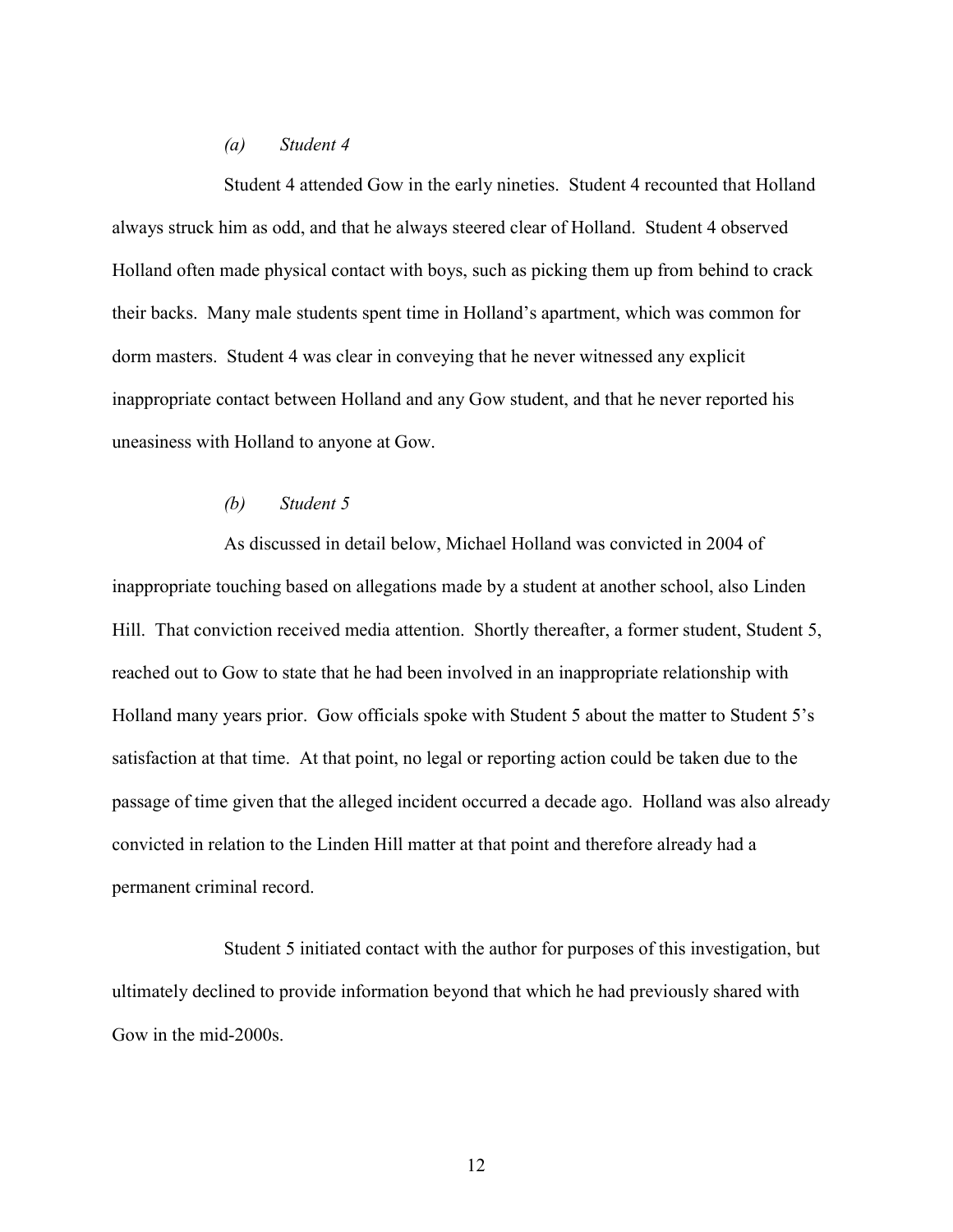*(a) Student 4*

Student 4 attended Gow in the early nineties. Student 4 recounted that Holland always struck him as odd, and that he always steered clear of Holland. Student 4 observed Holland often made physical contact with boys, such as picking them up from behind to crack their backs. Many male students spent time in Holland's apartment, which was common for dorm masters. Student 4 was clear in conveying that he never witnessed any explicit inappropriate contact between Holland and any Gow student, and that he never reported his uneasiness with Holland to anyone at Gow.

*(b) Student 5*

As discussed in detail below, Michael Holland was convicted in 2004 of inappropriate touching based on allegations made by a student at another school, also Linden Hill. That conviction received media attention. Shortly thereafter, a former student, Student 5, reached out to Gow to state that he had been involved in an inappropriate relationship with Holland many years prior. Gow officials spoke with Student 5 about the matter to Student 5's satisfaction at that time. At that point, no legal or reporting action could be taken due to the passage of time given that the alleged incident occurred a decade ago. Holland was also already convicted in relation to the Linden Hill matter at that point and therefore already had a permanent criminal record.

Student 5 initiated contact with the author for purposes of this investigation, but ultimately declined to provide information beyond that which he had previously shared with Gow in the mid-2000s.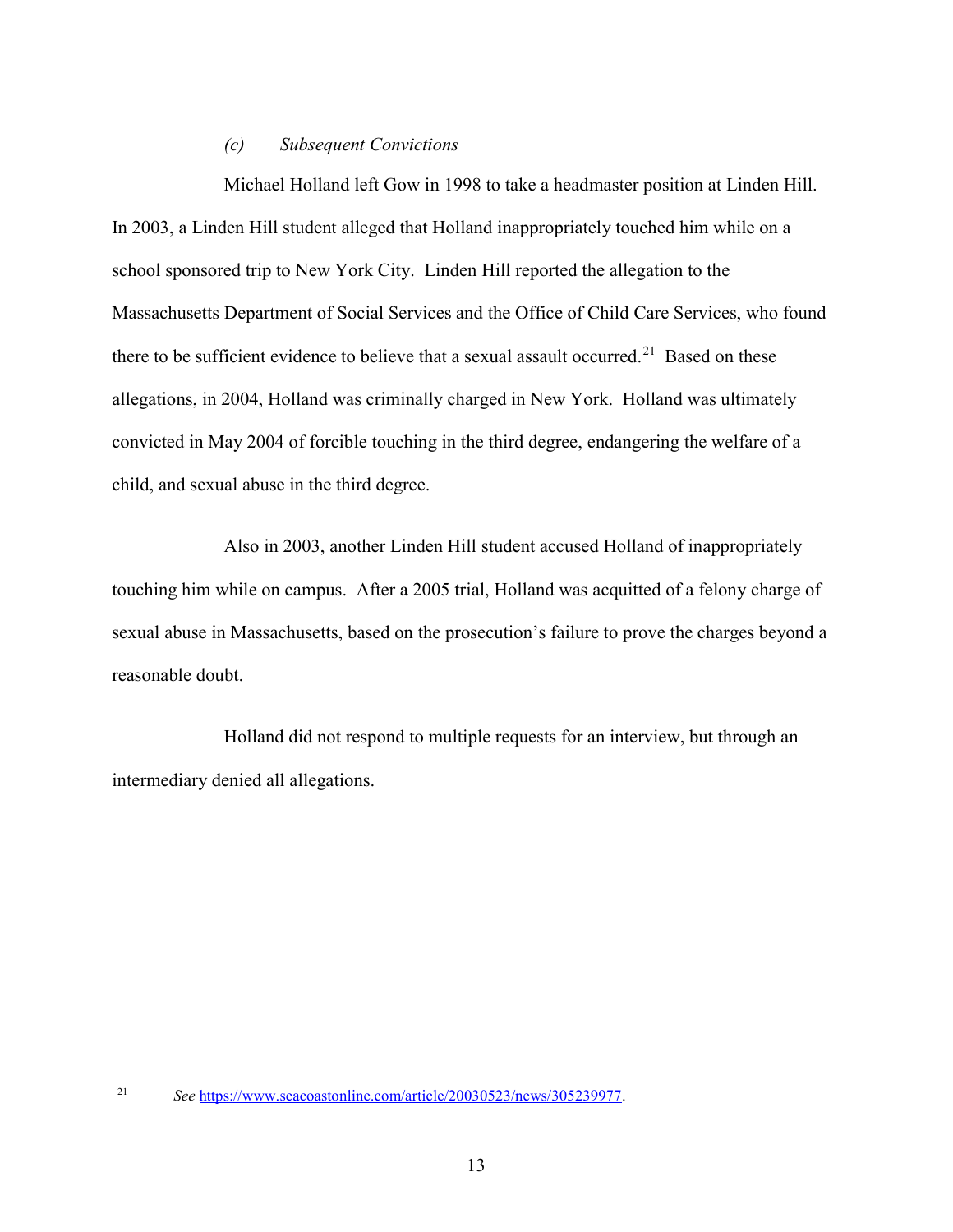#### *(c) Subsequent Convictions*

Michael Holland left Gow in 1998 to take a headmaster position at Linden Hill. In 2003, a Linden Hill student alleged that Holland inappropriately touched him while on a school sponsored trip to New York City. Linden Hill reported the allegation to the Massachusetts Department of Social Services and the Office of Child Care Services, who found there to be sufficient evidence to believe that a sexual assault occurred.[21] Based on these allegations, in 2004, Holland was criminally charged in New York. Holland was ultimately convicted in May 2004 of forcible touching in the third degree, endangering the welfare of a child, and sexual abuse in the third degree.

Also in 2003, another Linden Hill student accused Holland of inappropriately touching him while on campus. After a 2005 trial, Holland was acquitted of a felony charge of sexual abuse in Massachusetts, based on the prosecution's failure to prove the charges beyond a reasonable doubt.

Holland did not respond to multiple requests for an interview, but through an intermediary denied all allegations.

---

[21] *See* https://www.seacoastonline.com/article/20030523/news/305239977.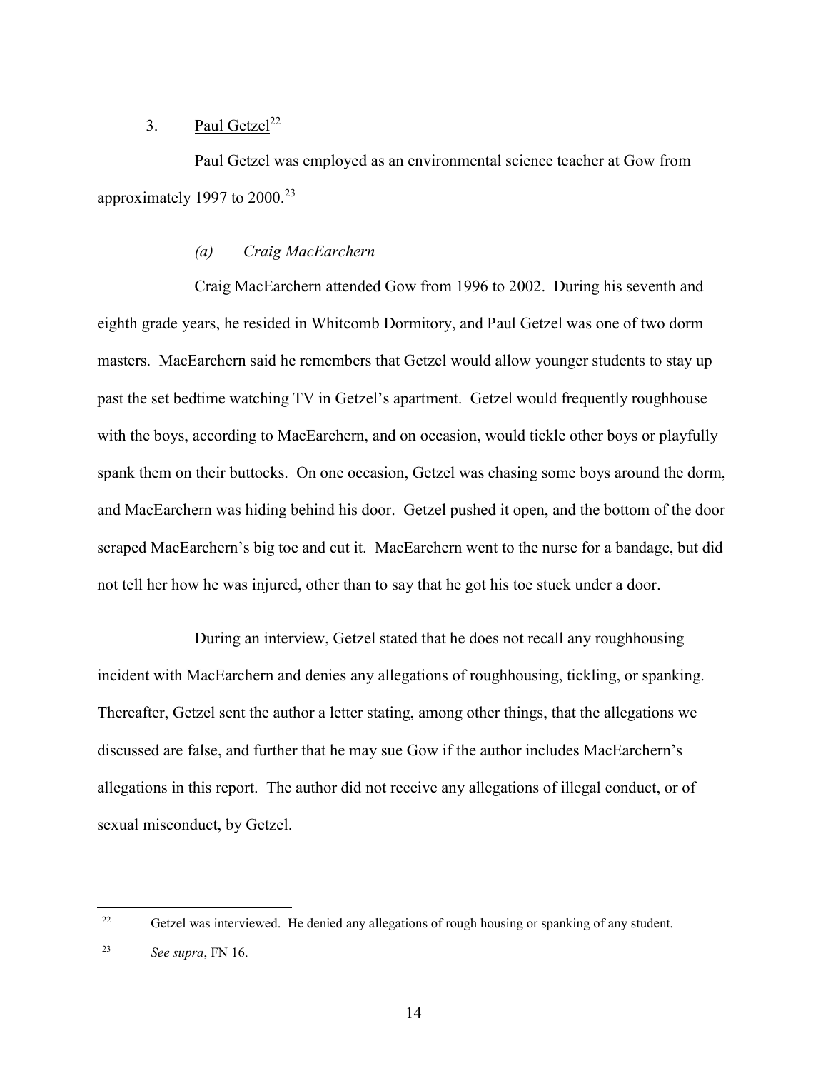### 3. Paul Getzel[22]

Paul Getzel was employed as an environmental science teacher at Gow from approximately 1997 to 2000.[23]

#### *(a) Craig MacEarchern*

Craig MacEarchern attended Gow from 1996 to 2002. During his seventh and eighth grade years, he resided in Whitcomb Dormitory, and Paul Getzel was one of two dorm masters. MacEarchern said he remembers that Getzel would allow younger students to stay up past the set bedtime watching TV in Getzel's apartment. Getzel would frequently roughhouse with the boys, according to MacEarchern, and on occasion, would tickle other boys or playfully spank them on their buttocks. On one occasion, Getzel was chasing some boys around the dorm, and MacEarchern was hiding behind his door. Getzel pushed it open, and the bottom of the door scraped MacEarchern's big toe and cut it. MacEarchern went to the nurse for a bandage, but did not tell her how he was injured, other than to say that he got his toe stuck under a door.

During an interview, Getzel stated that he does not recall any roughhousing incident with MacEarchern and denies any allegations of roughhousing, tickling, or spanking. Thereafter, Getzel sent the author a letter stating, among other things, that the allegations we discussed are false, and further that he may sue Gow if the author includes MacEarchern's allegations in this report. The author did not receive any allegations of illegal conduct, or of sexual misconduct, by Getzel.

---

[22] Getzel was interviewed. He denied any allegations of rough housing or spanking of any student.

[23] *See supra*, FN 16.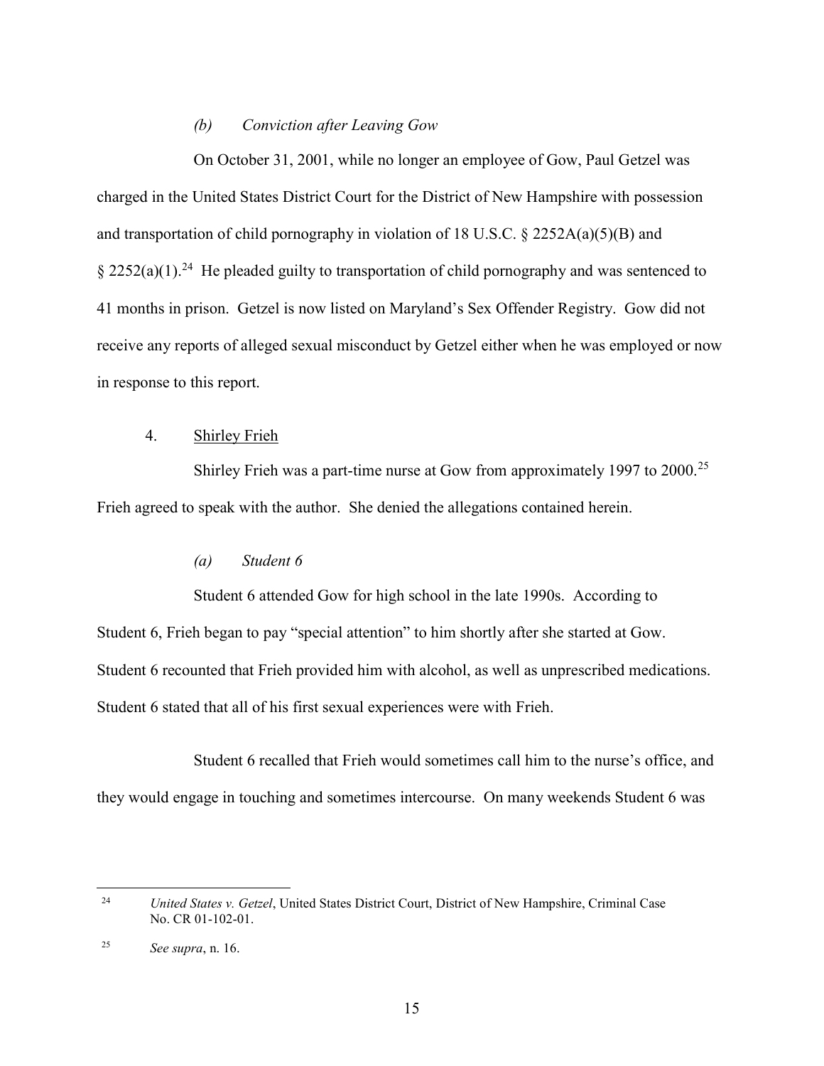#### *(b) Conviction after Leaving Gow*

On October 31, 2001, while no longer an employee of Gow, Paul Getzel was charged in the United States District Court for the District of New Hampshire with possession and transportation of child pornography in violation of 18 U.S.C. § 2252A(a)(5)(B) and § 2252(a)(1).[24] He pleaded guilty to transportation of child pornography and was sentenced to 41 months in prison. Getzel is now listed on Maryland's Sex Offender Registry. Gow did not receive any reports of alleged sexual misconduct by Getzel either when he was employed or now in response to this report.

### 4. Shirley Frieh

Shirley Frieh was a part-time nurse at Gow from approximately 1997 to 2000.[25] Frieh agreed to speak with the author. She denied the allegations contained herein.

#### *(a) Student 6*

Student 6 attended Gow for high school in the late 1990s. According to Student 6, Frieh began to pay "special attention" to him shortly after she started at Gow. Student 6 recounted that Frieh provided him with alcohol, as well as unprescribed medications. Student 6 stated that all of his first sexual experiences were with Frieh.

Student 6 recalled that Frieh would sometimes call him to the nurse's office, and they would engage in touching and sometimes intercourse. On many weekends Student 6 was

---

[24] *United States v. Getzel*, United States District Court, District of New Hampshire, Criminal Case No. CR 01-102-01.

[25] *See supra*, n. 16.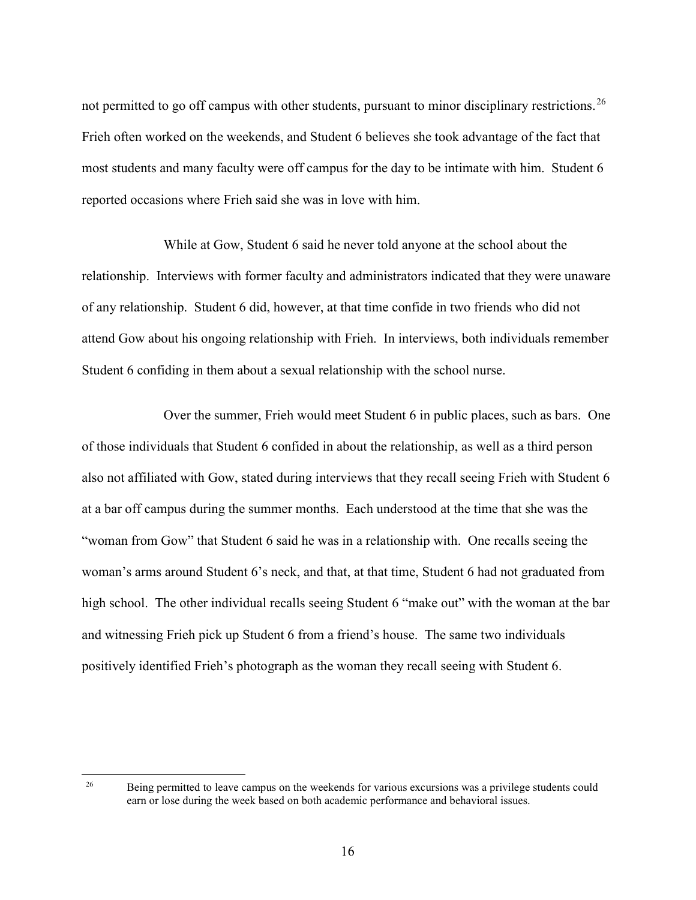not permitted to go off campus with other students, pursuant to minor disciplinary restrictions.[26] Frieh often worked on the weekends, and Student 6 believes she took advantage of the fact that most students and many faculty were off campus for the day to be intimate with him. Student 6 reported occasions where Frieh said she was in love with him.

While at Gow, Student 6 said he never told anyone at the school about the relationship. Interviews with former faculty and administrators indicated that they were unaware of any relationship. Student 6 did, however, at that time confide in two friends who did not attend Gow about his ongoing relationship with Frieh. In interviews, both individuals remember Student 6 confiding in them about a sexual relationship with the school nurse.

Over the summer, Frieh would meet Student 6 in public places, such as bars. One of those individuals that Student 6 confided in about the relationship, as well as a third person also not affiliated with Gow, stated during interviews that they recall seeing Frieh with Student 6 at a bar off campus during the summer months. Each understood at the time that she was the "woman from Gow" that Student 6 said he was in a relationship with. One recalls seeing the woman's arms around Student 6's neck, and that, at that time, Student 6 had not graduated from high school. The other individual recalls seeing Student 6 "make out" with the woman at the bar and witnessing Frieh pick up Student 6 from a friend's house. The same two individuals positively identified Frieh's photograph as the woman they recall seeing with Student 6.

---

[26] Being permitted to leave campus on the weekends for various excursions was a privilege students could earn or lose during the week based on both academic performance and behavioral issues.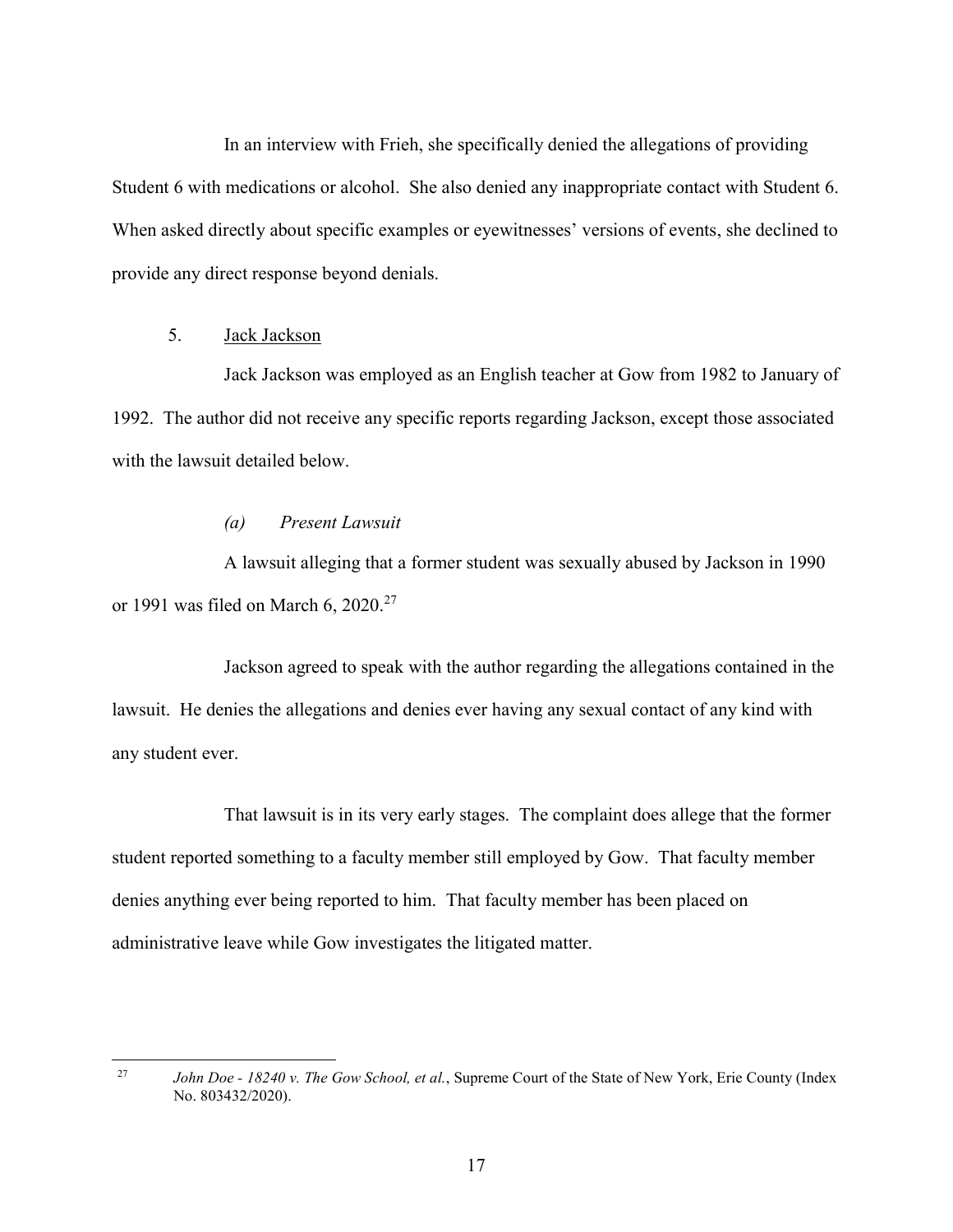In an interview with Frieh, she specifically denied the allegations of providing Student 6 with medications or alcohol. She also denied any inappropriate contact with Student 6. When asked directly about specific examples or eyewitnesses' versions of events, she declined to provide any direct response beyond denials.

### 5. Jack Jackson

Jack Jackson was employed as an English teacher at Gow from 1982 to January of 1992. The author did not receive any specific reports regarding Jackson, except those associated with the lawsuit detailed below.

#### *(a) Present Lawsuit*

A lawsuit alleging that a former student was sexually abused by Jackson in 1990 or 1991 was filed on March 6, 2020.[27]

Jackson agreed to speak with the author regarding the allegations contained in the lawsuit. He denies the allegations and denies ever having any sexual contact of any kind with any student ever.

That lawsuit is in its very early stages. The complaint does allege that the former student reported something to a faculty member still employed by Gow. That faculty member denies anything ever being reported to him. That faculty member has been placed on administrative leave while Gow investigates the litigated matter.

---

[27] *John Doe - 18240 v. The Gow School, et al.*, Supreme Court of the State of New York, Erie County (Index No. 803432/2020).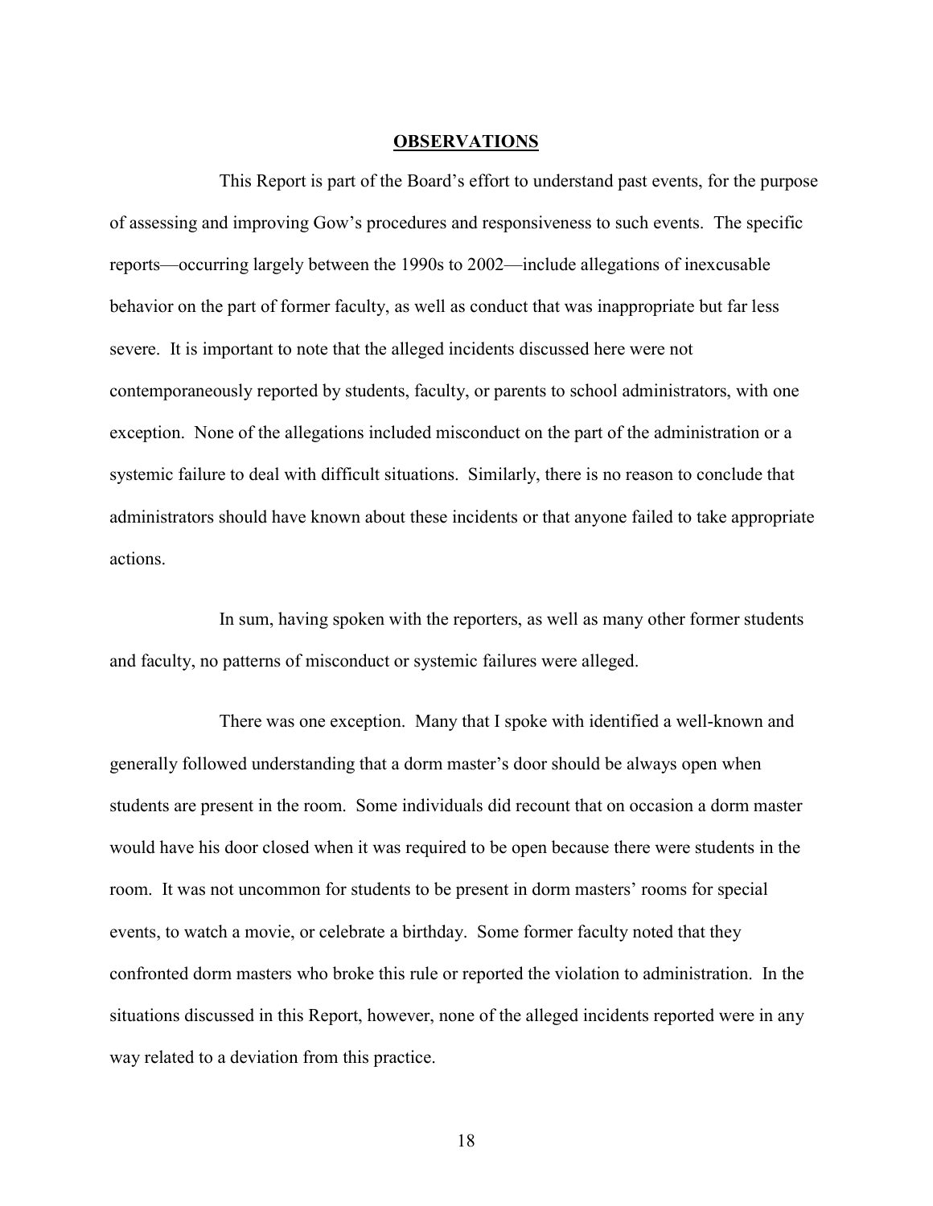## OBSERVATIONS

This Report is part of the Board's effort to understand past events, for the purpose of assessing and improving Gow's procedures and responsiveness to such events. The specific reports—occurring largely between the 1990s to 2002—include allegations of inexcusable behavior on the part of former faculty, as well as conduct that was inappropriate but far less severe. It is important to note that the alleged incidents discussed here were not contemporaneously reported by students, faculty, or parents to school administrators, with one exception. None of the allegations included misconduct on the part of the administration or a systemic failure to deal with difficult situations. Similarly, there is no reason to conclude that administrators should have known about these incidents or that anyone failed to take appropriate actions.

In sum, having spoken with the reporters, as well as many other former students and faculty, no patterns of misconduct or systemic failures were alleged.

There was one exception. Many that I spoke with identified a well-known and generally followed understanding that a dorm master's door should be always open when students are present in the room. Some individuals did recount that on occasion a dorm master would have his door closed when it was required to be open because there were students in the room. It was not uncommon for students to be present in dorm masters' rooms for special events, to watch a movie, or celebrate a birthday. Some former faculty noted that they confronted dorm masters who broke this rule or reported the violation to administration. In the situations discussed in this Report, however, none of the alleged incidents reported were in any way related to a deviation from this practice.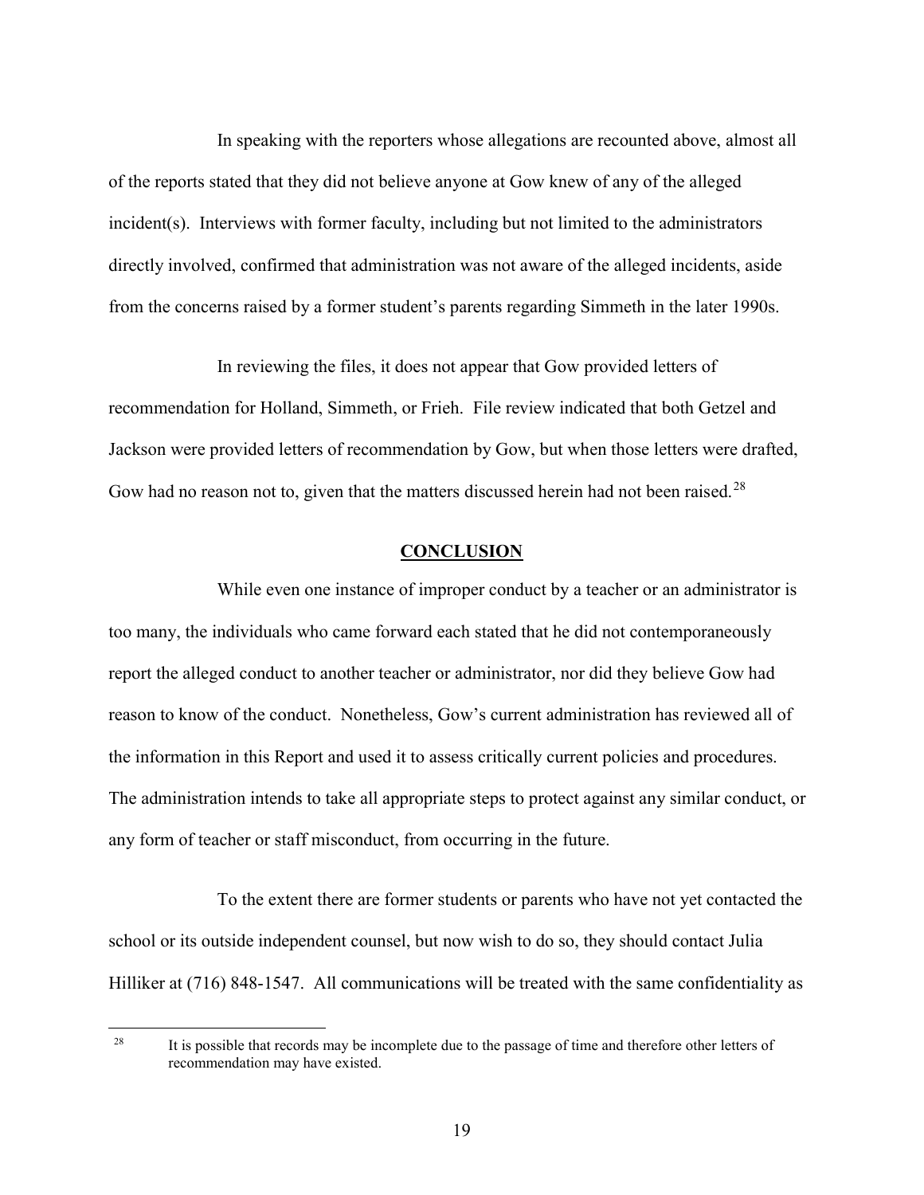In speaking with the reporters whose allegations are recounted above, almost all of the reports stated that they did not believe anyone at Gow knew of any of the alleged incident(s). Interviews with former faculty, including but not limited to the administrators directly involved, confirmed that administration was not aware of the alleged incidents, aside from the concerns raised by a former student's parents regarding Simmeth in the later 1990s.

In reviewing the files, it does not appear that Gow provided letters of recommendation for Holland, Simmeth, or Frieh. File review indicated that both Getzel and Jackson were provided letters of recommendation by Gow, but when those letters were drafted, Gow had no reason not to, given that the matters discussed herein had not been raised.[28]

## CONCLUSION

While even one instance of improper conduct by a teacher or an administrator is too many, the individuals who came forward each stated that he did not contemporaneously report the alleged conduct to another teacher or administrator, nor did they believe Gow had reason to know of the conduct. Nonetheless, Gow's current administration has reviewed all of the information in this Report and used it to assess critically current policies and procedures. The administration intends to take all appropriate steps to protect against any similar conduct, or any form of teacher or staff misconduct, from occurring in the future.

To the extent there are former students or parents who have not yet contacted the school or its outside independent counsel, but now wish to do so, they should contact Julia Hilliker at (716) 848-1547. All communications will be treated with the same confidentiality as

---

[28] It is possible that records may be incomplete due to the passage of time and therefore other letters of recommendation may have existed.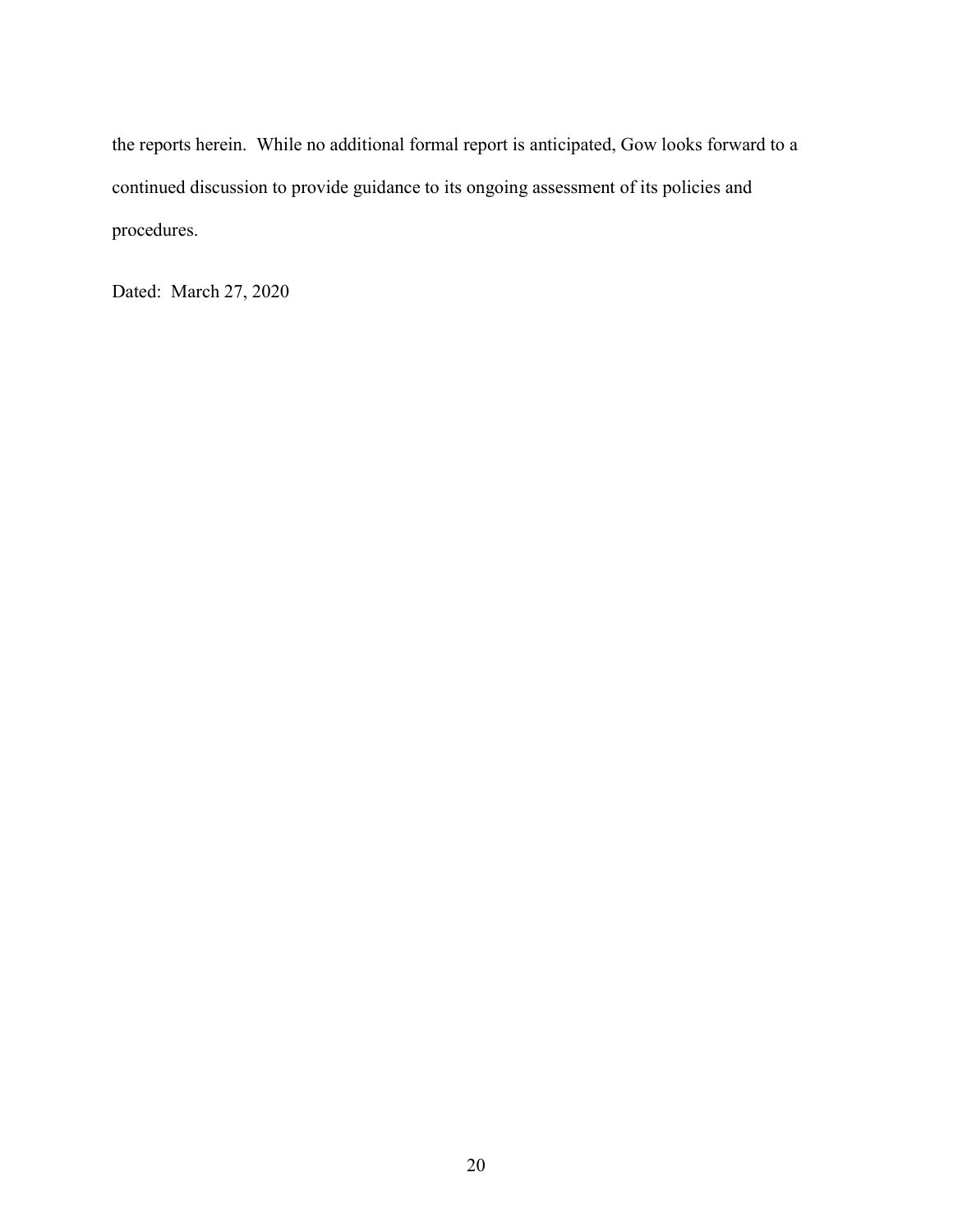the reports herein. While no additional formal report is anticipated, Gow looks forward to a continued discussion to provide guidance to its ongoing assessment of its policies and procedures.

Dated: March 27, 2020